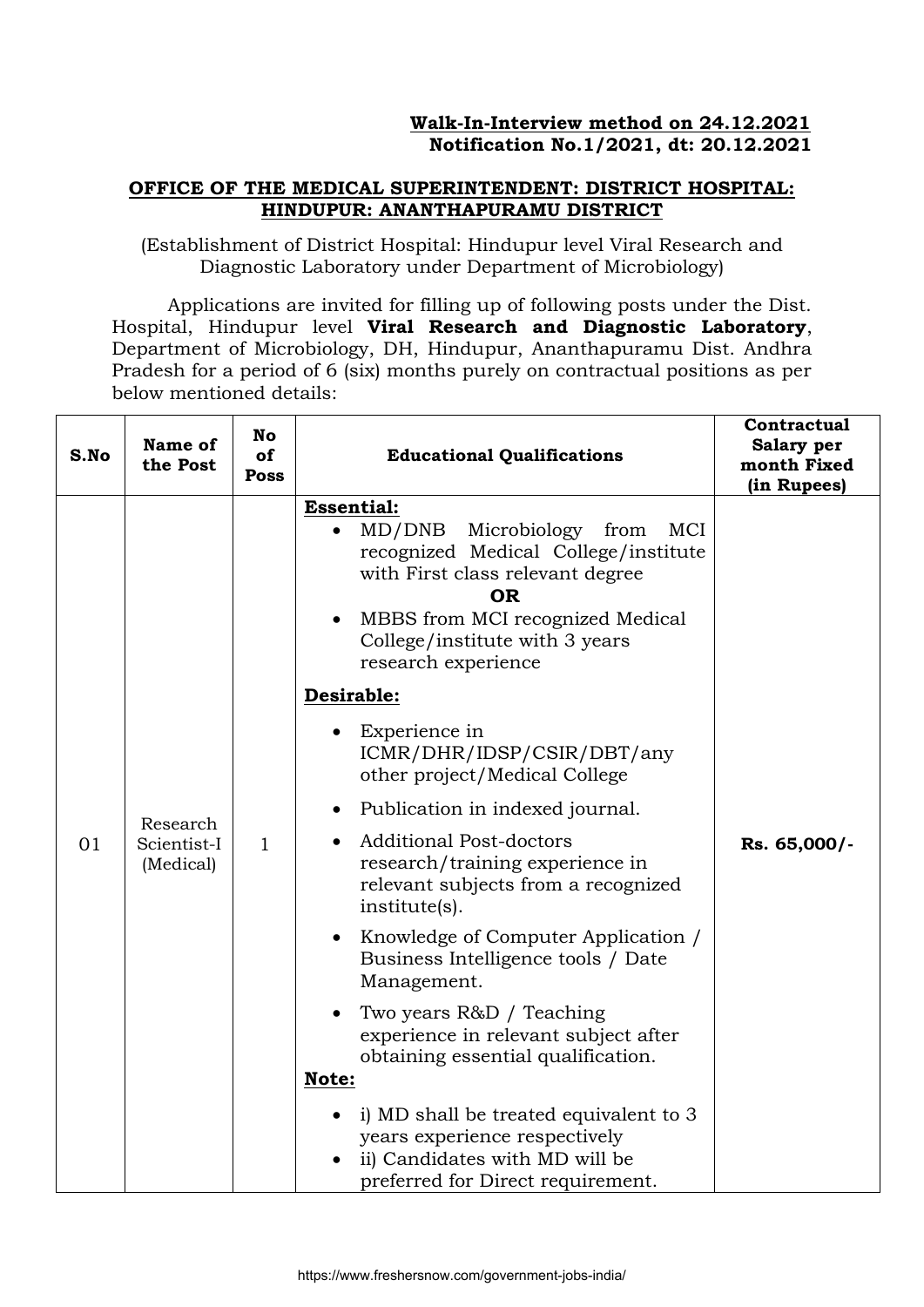**Walk-In-Interview method on 24.12.2021**
**Notification No.1/2021, dt: 20.12.2021**

## OFFICE OF THE MEDICAL SUPERINTENDENT: DISTRICT HOSPITAL: HINDUPUR: ANANTHAPURAMU DISTRICT

(Establishment of District Hospital: Hindupur level Viral Research and Diagnostic Laboratory under Department of Microbiology)

Applications are invited for filling up of following posts under the Dist. Hospital, Hindupur level **Viral Research and Diagnostic Laboratory**, Department of Microbiology, DH, Hindupur, Ananthapuramu Dist. Andhra Pradesh for a period of 6 (six) months purely on contractual positions as per below mentioned details:

| S.No | Name of the Post | No of Poss | Educational Qualifications | Contractual Salary per month Fixed (in Rupees) |
|---|---|---|---|---|
| 01 | Research Scientist-I (Medical) | 1 | **Essential:**<br>• MD/DNB Microbiology from MCI recognized Medical College/institute with First class relevant degree<br>**OR**<br>• MBBS from MCI recognized Medical College/institute with 3 years research experience<br>**Desirable:**<br>• Experience in ICMR/DHR/IDSP/CSIR/DBT/any other project/Medical College<br>• Publication in indexed journal.<br>• Additional Post-doctors research/training experience in relevant subjects from a recognized institute(s).<br>• Knowledge of Computer Application / Business Intelligence tools / Date Management.<br>• Two years R&D / Teaching experience in relevant subject after obtaining essential qualification.<br>**Note:**<br>• i) MD shall be treated equivalent to 3 years experience respectively<br>• ii) Candidates with MD will be preferred for Direct requirement. | **Rs. 65,000/-** |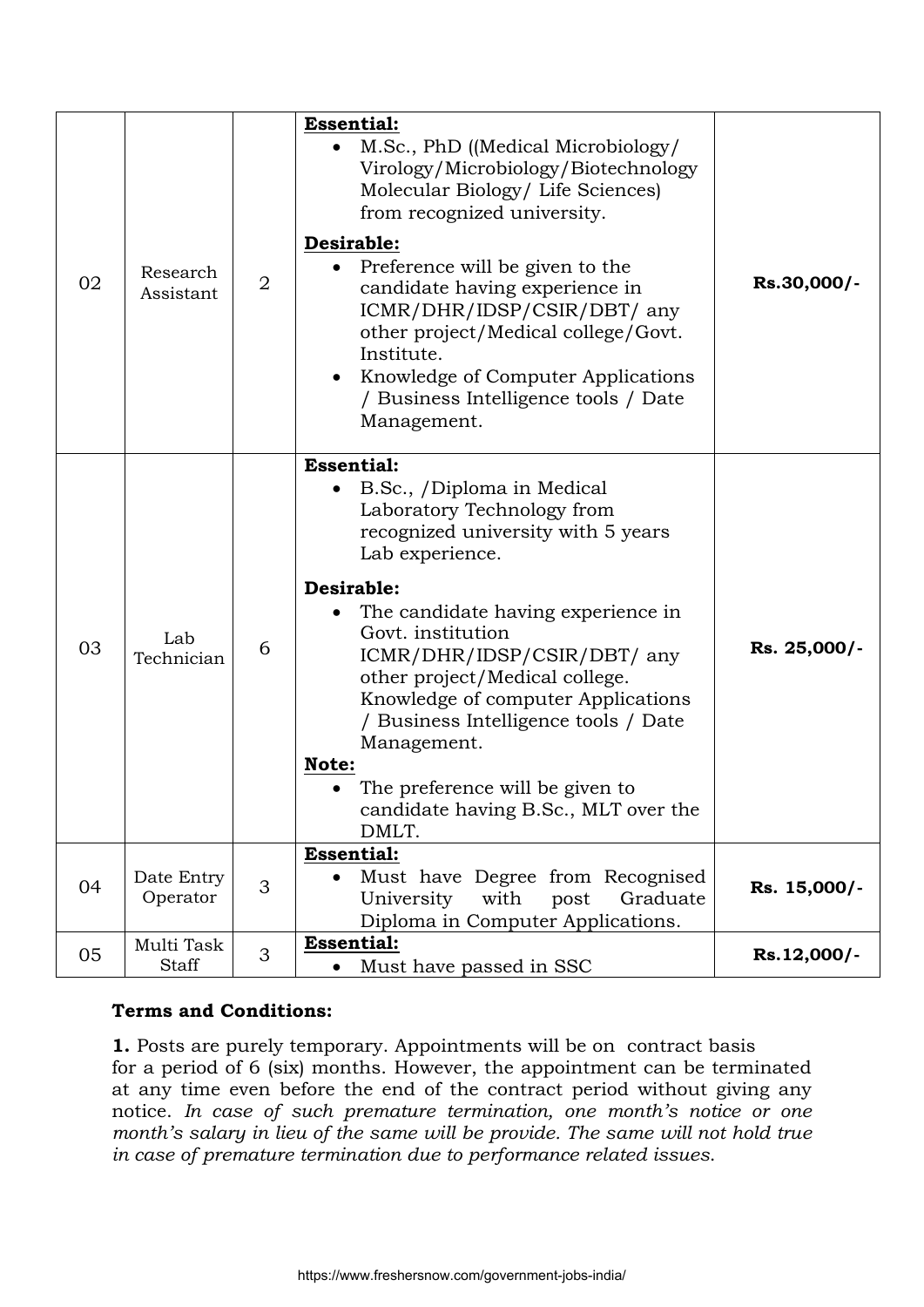| 02 | Research Assistant | 2 | **Essential:**<br>• M.Sc., PhD ((Medical Microbiology/ Virology/Microbiology/Biotechnology Molecular Biology/ Life Sciences) from recognized university.<br>**Desirable:**<br>• Preference will be given to the candidate having experience in ICMR/DHR/IDSP/CSIR/DBT/ any other project/Medical college/Govt. Institute.<br>• Knowledge of Computer Applications / Business Intelligence tools / Date Management. | **Rs.30,000/-** |
|---|---|---|---|---|
| 03 | Lab Technician | 6 | **Essential:**<br>• B.Sc., /Diploma in Medical Laboratory Technology from recognized university with 5 years Lab experience.<br>**Desirable:**<br>• The candidate having experience in Govt. institution ICMR/DHR/IDSP/CSIR/DBT/ any other project/Medical college. Knowledge of computer Applications / Business Intelligence tools / Date Management.<br>**Note:**<br>• The preference will be given to candidate having B.Sc., MLT over the DMLT. | **Rs. 25,000/-** |
| 04 | Date Entry Operator | 3 | **Essential:**<br>• Must have Degree from Recognised University with post Graduate Diploma in Computer Applications. | **Rs. 15,000/-** |
| 05 | Multi Task Staff | 3 | **Essential:**<br>• Must have passed in SSC | **Rs.12,000/-** |

**Terms and Conditions:**

**1.** Posts are purely temporary. Appointments will be on contract basis for a period of 6 (six) months. However, the appointment can be terminated at any time even before the end of the contract period without giving any notice. *In case of such premature termination, one month's notice or one month's salary in lieu of the same will be provide. The same will not hold true in case of premature termination due to performance related issues.*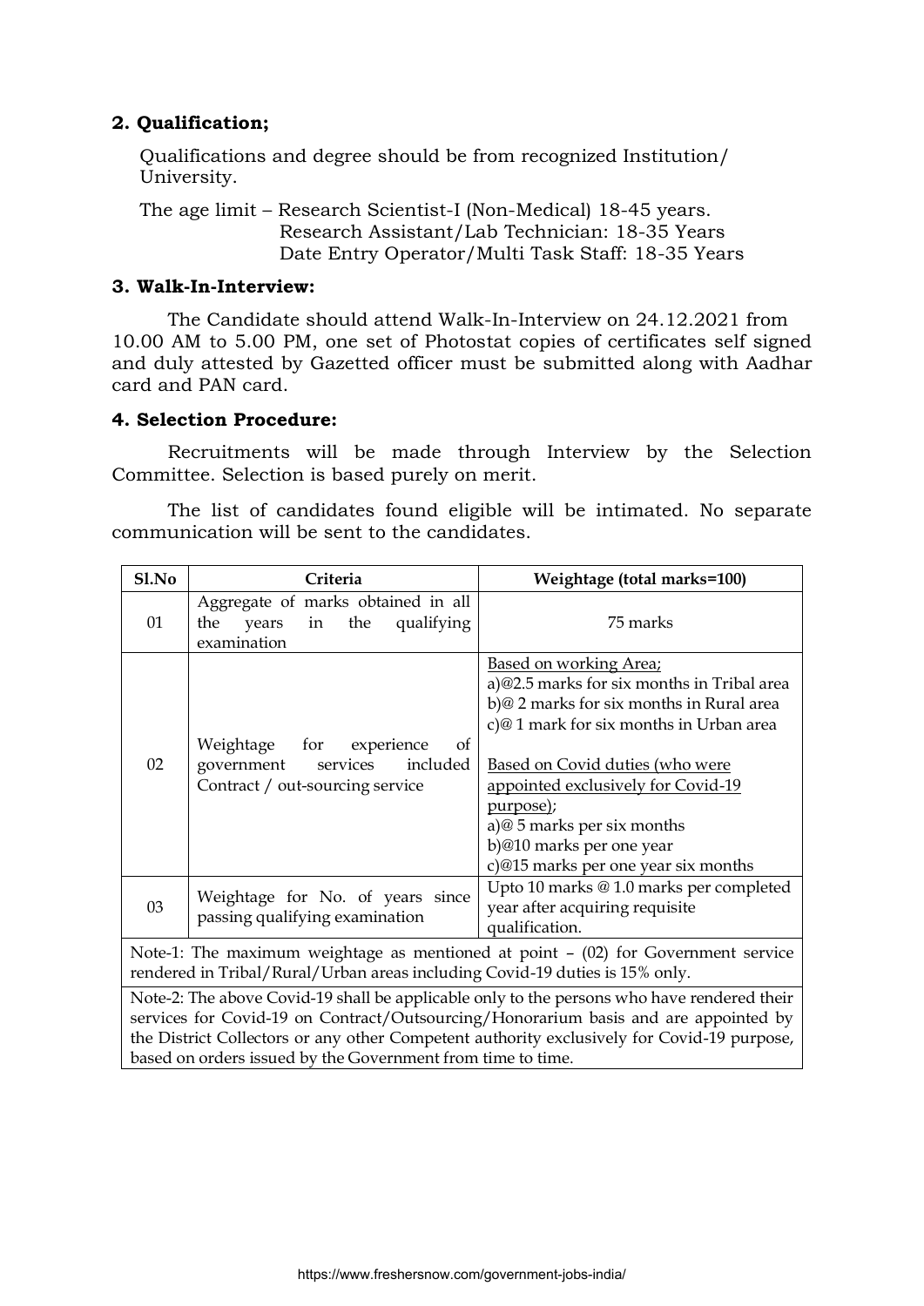## 2. Qualification;

Qualifications and degree should be from recognized Institution/ University.

The age limit – Research Scientist-I (Non-Medical) 18-45 years.
Research Assistant/Lab Technician: 18-35 Years
Date Entry Operator/Multi Task Staff: 18-35 Years

## 3. Walk-In-Interview:

The Candidate should attend Walk-In-Interview on 24.12.2021 from 10.00 AM to 5.00 PM, one set of Photostat copies of certificates self signed and duly attested by Gazetted officer must be submitted along with Aadhar card and PAN card.

## 4. Selection Procedure:

Recruitments will be made through Interview by the Selection Committee. Selection is based purely on merit.

The list of candidates found eligible will be intimated. No separate communication will be sent to the candidates.

| Sl.No | Criteria | Weightage (total marks=100) |
|---|---|---|
| 01 | Aggregate of marks obtained in all the years in the qualifying examination | 75 marks |
| 02 | Weightage for experience of government services included Contract / out-sourcing service | Based on working Area;<br>a)@2.5 marks for six months in Tribal area<br>b)@ 2 marks for six months in Rural area<br>c)@ 1 mark for six months in Urban area<br><br>Based on Covid duties (who were appointed exclusively for Covid-19 purpose);<br>a)@ 5 marks per six months<br>b)@10 marks per one year<br>c)@15 marks per one year six months |
| 03 | Weightage for No. of years since passing qualifying examination | Upto 10 marks @ 1.0 marks per completed year after acquiring requisite qualification. |
| Note-1: The maximum weightage as mentioned at point – (02) for Government service rendered in Tribal/Rural/Urban areas including Covid-19 duties is 15% only. | | |
| Note-2: The above Covid-19 shall be applicable only to the persons who have rendered their services for Covid-19 on Contract/Outsourcing/Honorarium basis and are appointed by the District Collectors or any other Competent authority exclusively for Covid-19 purpose, based on orders issued by the Government from time to time. | | |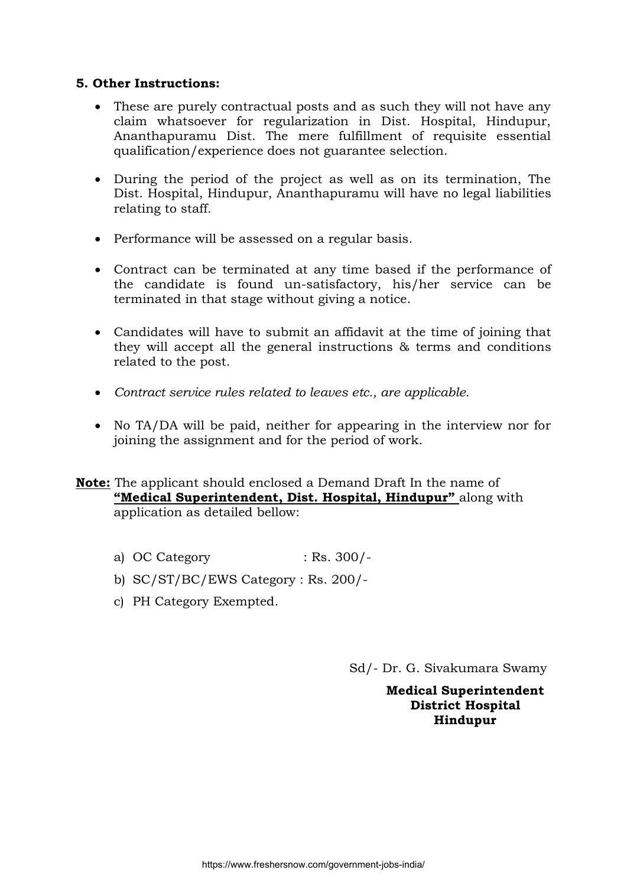### 5. Other Instructions:

- These are purely contractual posts and as such they will not have any claim whatsoever for regularization in Dist. Hospital, Hindupur, Ananthapuramu Dist. The mere fulfillment of requisite essential qualification/experience does not guarantee selection.

- During the period of the project as well as on its termination, The Dist. Hospital, Hindupur, Ananthapuramu will have no legal liabilities relating to staff.

- Performance will be assessed on a regular basis.

- Contract can be terminated at any time based if the performance of the candidate is found un-satisfactory, his/her service can be terminated in that stage without giving a notice.

- Candidates will have to submit an affidavit at the time of joining that they will accept all the general instructions & terms and conditions related to the post.

- *Contract service rules related to leaves etc., are applicable.*

- No TA/DA will be paid, neither for appearing in the interview nor for joining the assignment and for the period of work.

**Note:** The applicant should enclosed a Demand Draft In the name of **"Medical Superintendent, Dist. Hospital, Hindupur"** along with application as detailed bellow:

a) OC Category : Rs. 300/-
b) SC/ST/BC/EWS Category : Rs. 200/-
c) PH Category Exempted.

Sd/- Dr. G. Sivakumara Swamy

**Medical Superintendent**
**District Hospital**
**Hindupur**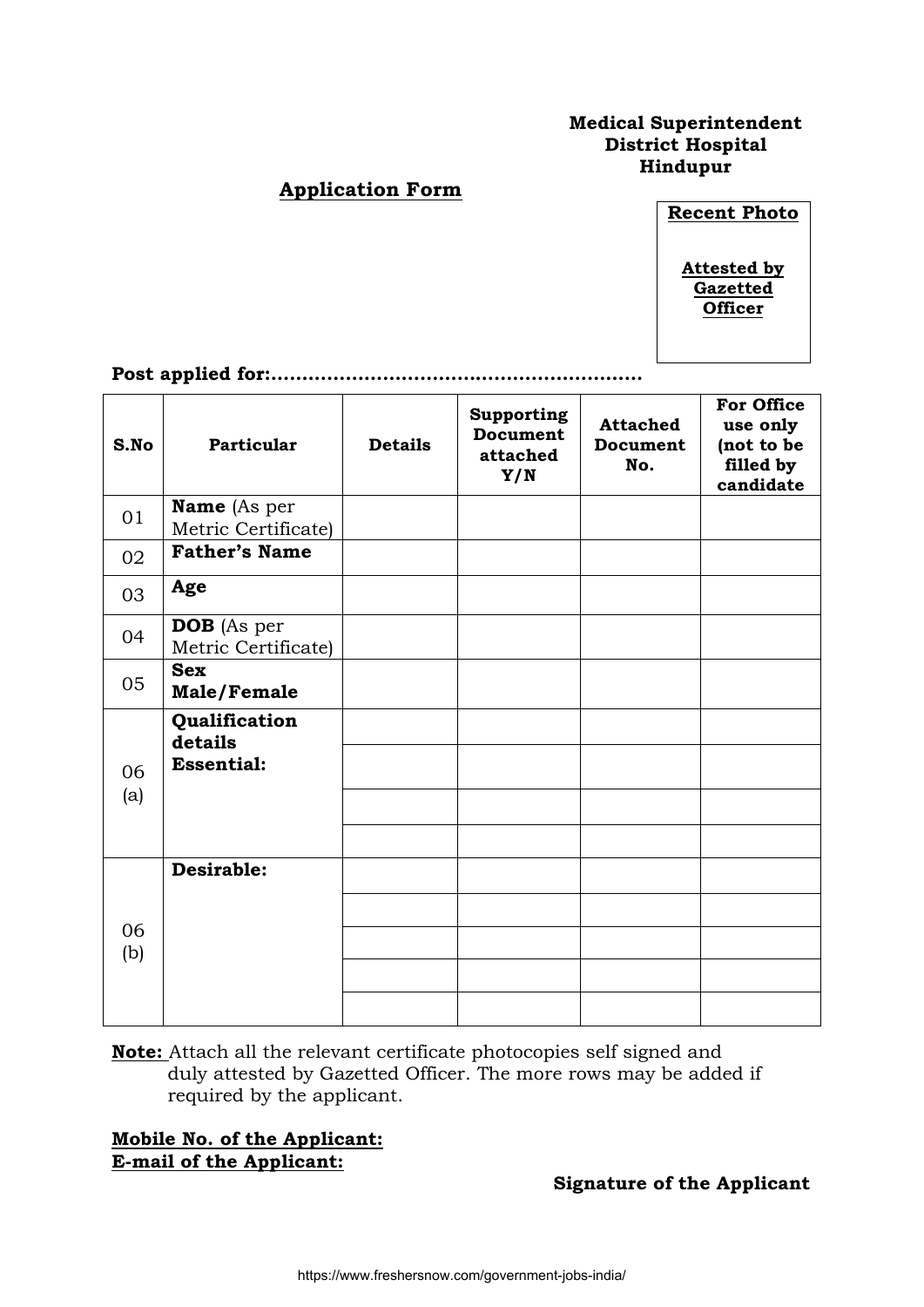**Medical Superintendent**
**District Hospital**
**Hindupur**

## Application Form

| **Recent Photo** |
|---|
| **Attested by Gazetted Officer** |

**Post applied for:………………………………………………….**

| S.No | Particular | Details | Supporting Document attached Y/N | Attached Document No. | For Office use only (not to be filled by candidate |
|---|---|---|---|---|---|
| 01 | **Name** (As per Metric Certificate) | | | | |
| 02 | **Father's Name** | | | | |
| 03 | **Age** | | | | |
| 04 | **DOB** (As per Metric Certificate) | | | | |
| 05 | **Sex Male/Female** | | | | |
| 06 (a) | **Qualification details Essential:** | | | | |
| | | | | | |
| | | | | | |
| | | | | | |
| 06 (b) | **Desirable:** | | | | |
| | | | | | |
| | | | | | |
| | | | | | |
| | | | | | |

**Note:** Attach all the relevant certificate photocopies self signed and duly attested by Gazetted Officer. The more rows may be added if required by the applicant.

**Mobile No. of the Applicant:**
**E-mail of the Applicant:**

**Signature of the Applicant**